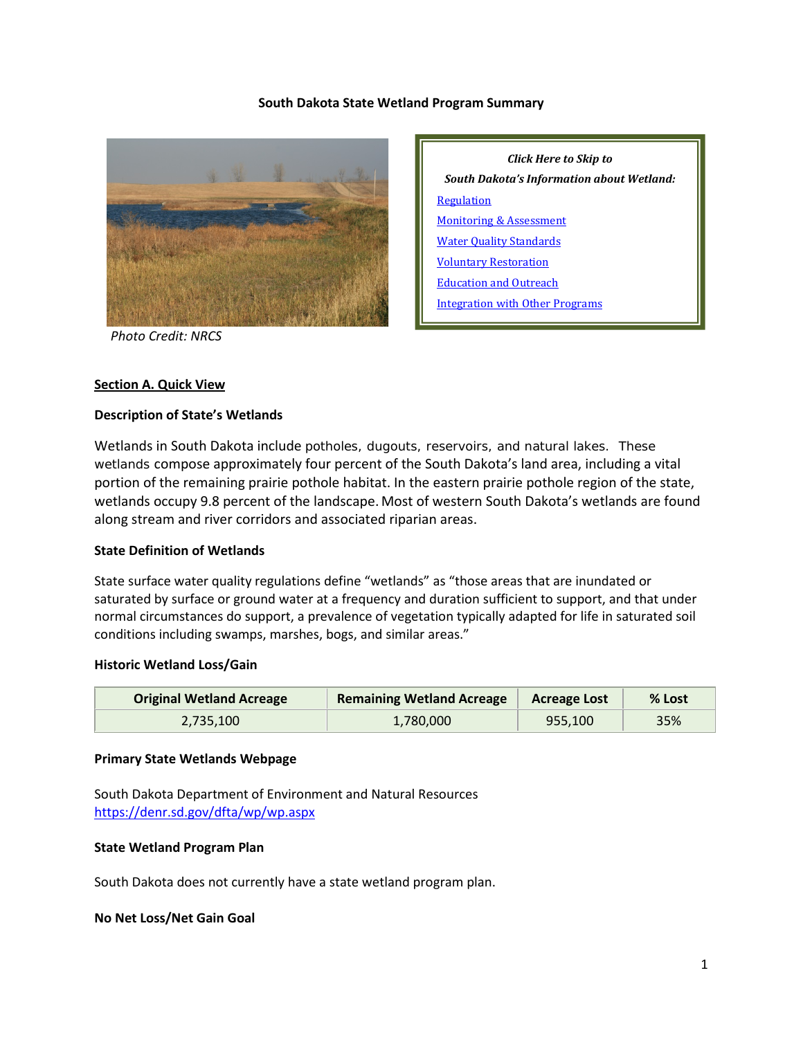# South Dakota State Wetland Program Summary

Photo Credit: NRCS

*Click Here to Skip to*

***South Dakota's Information about Wetland:***

Regulation

Monitoring & Assessment

Water Quality Standards

Voluntary Restoration

Education and Outreach

Integration with Other Programs

## Section A. Quick View

### Description of State's Wetlands

Wetlands in South Dakota include potholes, dugouts, reservoirs, and natural lakes. These wetlands compose approximately four percent of the South Dakota's land area, including a vital portion of the remaining prairie pothole habitat. In the eastern prairie pothole region of the state, wetlands occupy 9.8 percent of the landscape. Most of western South Dakota's wetlands are found along stream and river corridors and associated riparian areas.

### State Definition of Wetlands

State surface water quality regulations define "wetlands" as "those areas that are inundated or saturated by surface or ground water at a frequency and duration sufficient to support, and that under normal circumstances do support, a prevalence of vegetation typically adapted for life in saturated soil conditions including swamps, marshes, bogs, and similar areas."

### Historic Wetland Loss/Gain

| Original Wetland Acreage | Remaining Wetland Acreage | Acreage Lost | % Lost |
|---|---|---|---|
| 2,735,100 | 1,780,000 | 955,100 | 35% |

### Primary State Wetlands Webpage

South Dakota Department of Environment and Natural Resources
https://denr.sd.gov/dfta/wp/wp.aspx

### State Wetland Program Plan

South Dakota does not currently have a state wetland program plan.

### No Net Loss/Net Gain Goal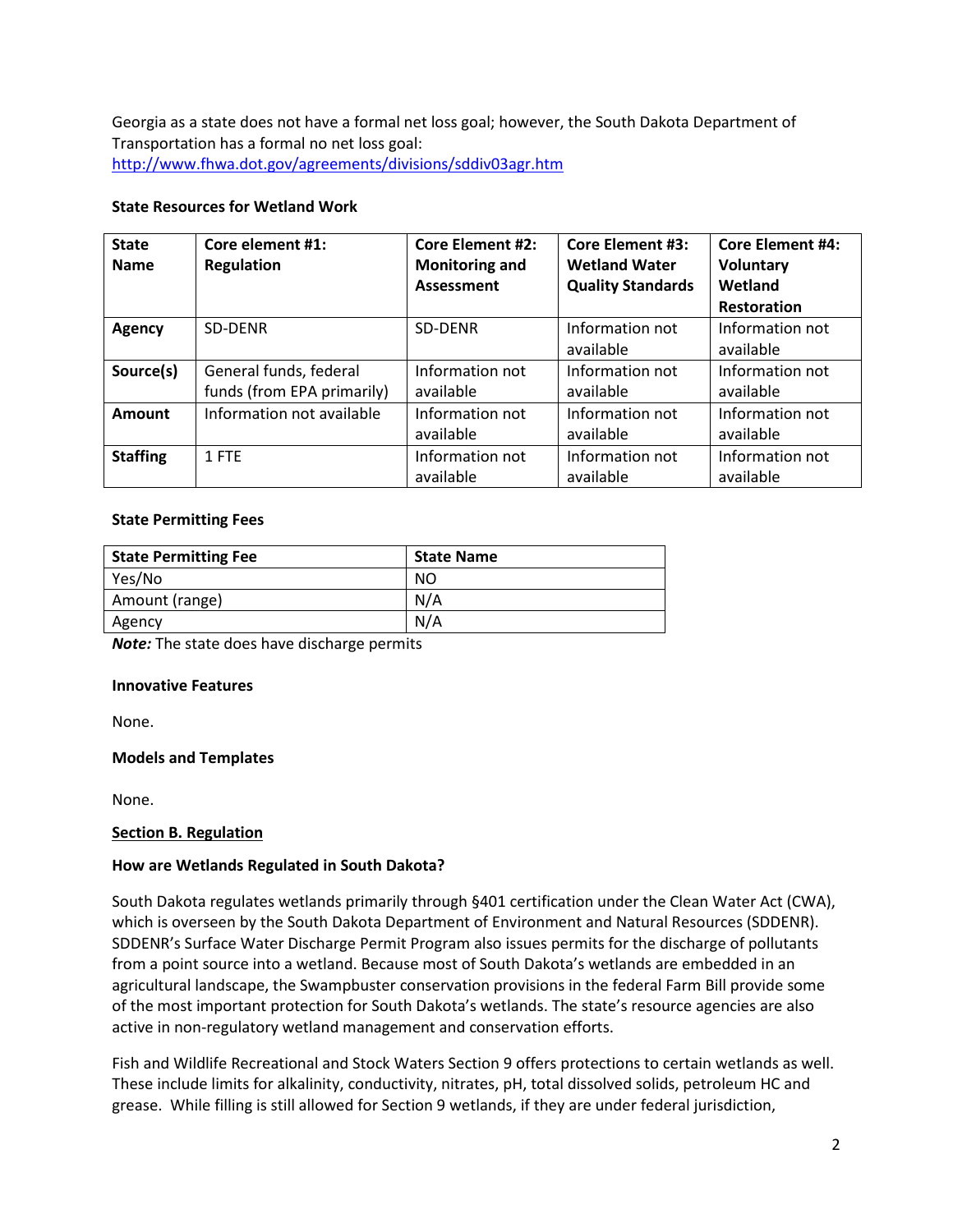Georgia as a state does not have a formal net loss goal; however, the South Dakota Department of Transportation has a formal no net loss goal: http://www.fhwa.dot.gov/agreements/divisions/sddiv03agr.htm

**State Resources for Wetland Work**

| State Name | Core element #1: Regulation | Core Element #2: Monitoring and Assessment | Core Element #3: Wetland Water Quality Standards | Core Element #4: Voluntary Wetland Restoration |
|---|---|---|---|---|
| **Agency** | SD-DENR | SD-DENR | Information not available | Information not available |
| **Source(s)** | General funds, federal funds (from EPA primarily) | Information not available | Information not available | Information not available |
| **Amount** | Information not available | Information not available | Information not available | Information not available |
| **Staffing** | 1 FTE | Information not available | Information not available | Information not available |

**State Permitting Fees**

| State Permitting Fee | State Name |
|---|---|
| Yes/No | NO |
| Amount (range) | N/A |
| Agency | N/A |

***Note:*** The state does have discharge permits

**Innovative Features**

None.

**Models and Templates**

None.

**Section B. Regulation**

**How are Wetlands Regulated in South Dakota?**

South Dakota regulates wetlands primarily through §401 certification under the Clean Water Act (CWA), which is overseen by the South Dakota Department of Environment and Natural Resources (SDDENR). SDDENR's Surface Water Discharge Permit Program also issues permits for the discharge of pollutants from a point source into a wetland. Because most of South Dakota's wetlands are embedded in an agricultural landscape, the Swampbuster conservation provisions in the federal Farm Bill provide some of the most important protection for South Dakota's wetlands. The state's resource agencies are also active in non-regulatory wetland management and conservation efforts.

Fish and Wildlife Recreational and Stock Waters Section 9 offers protections to certain wetlands as well. These include limits for alkalinity, conductivity, nitrates, pH, total dissolved solids, petroleum HC and grease. While filling is still allowed for Section 9 wetlands, if they are under federal jurisdiction,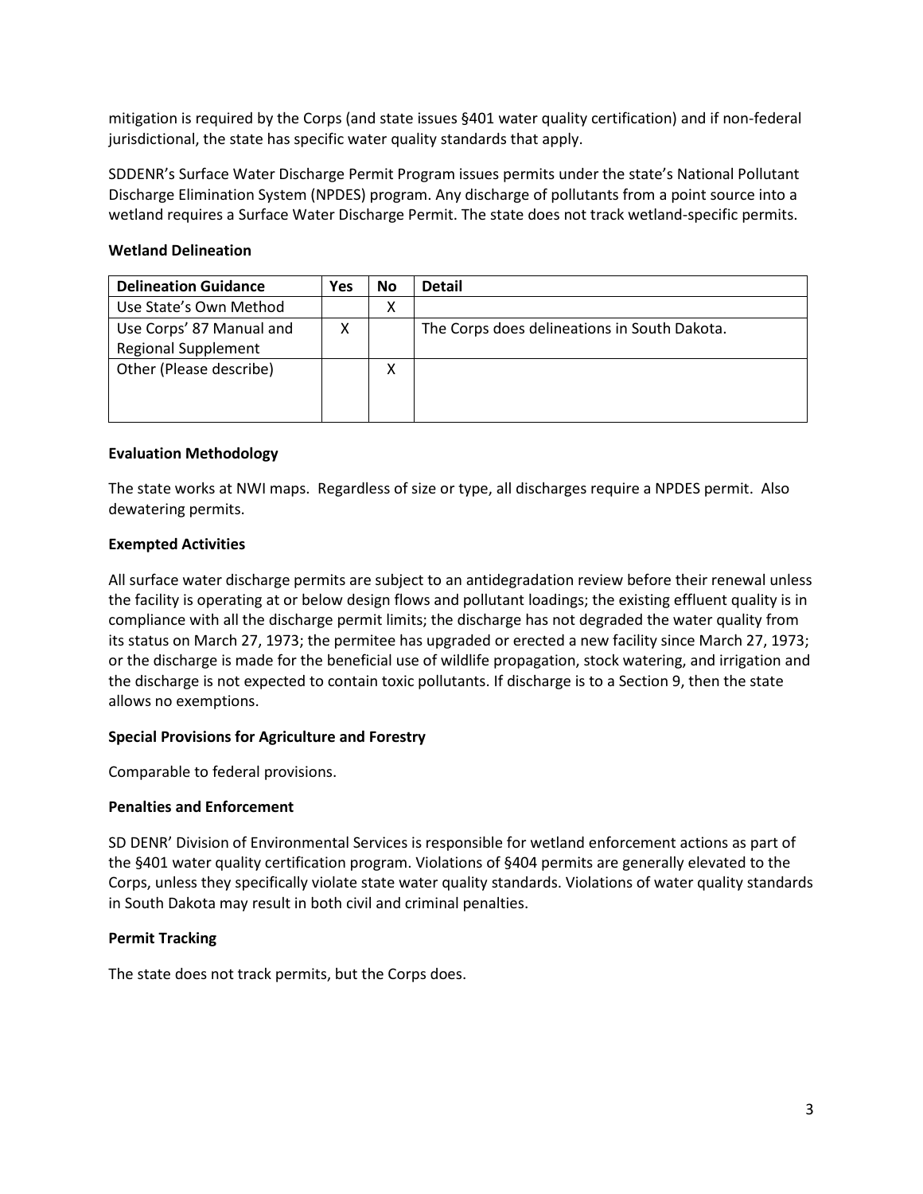mitigation is required by the Corps (and state issues §401 water quality certification) and if non-federal jurisdictional, the state has specific water quality standards that apply.

SDDENR's Surface Water Discharge Permit Program issues permits under the state's National Pollutant Discharge Elimination System (NPDES) program. Any discharge of pollutants from a point source into a wetland requires a Surface Water Discharge Permit. The state does not track wetland-specific permits.

**Wetland Delineation**

| Delineation Guidance | Yes | No | Detail |
|---|---|---|---|
| Use State's Own Method | | X | |
| Use Corps' 87 Manual and Regional Supplement | X | | The Corps does delineations in South Dakota. |
| Other (Please describe) | | X | |

**Evaluation Methodology**

The state works at NWI maps. Regardless of size or type, all discharges require a NPDES permit. Also dewatering permits.

**Exempted Activities**

All surface water discharge permits are subject to an antidegradation review before their renewal unless the facility is operating at or below design flows and pollutant loadings; the existing effluent quality is in compliance with all the discharge permit limits; the discharge has not degraded the water quality from its status on March 27, 1973; the permitee has upgraded or erected a new facility since March 27, 1973; or the discharge is made for the beneficial use of wildlife propagation, stock watering, and irrigation and the discharge is not expected to contain toxic pollutants. If discharge is to a Section 9, then the state allows no exemptions.

**Special Provisions for Agriculture and Forestry**

Comparable to federal provisions.

**Penalties and Enforcement**

SD DENR' Division of Environmental Services is responsible for wetland enforcement actions as part of the §401 water quality certification program. Violations of §404 permits are generally elevated to the Corps, unless they specifically violate state water quality standards. Violations of water quality standards in South Dakota may result in both civil and criminal penalties.

**Permit Tracking**

The state does not track permits, but the Corps does.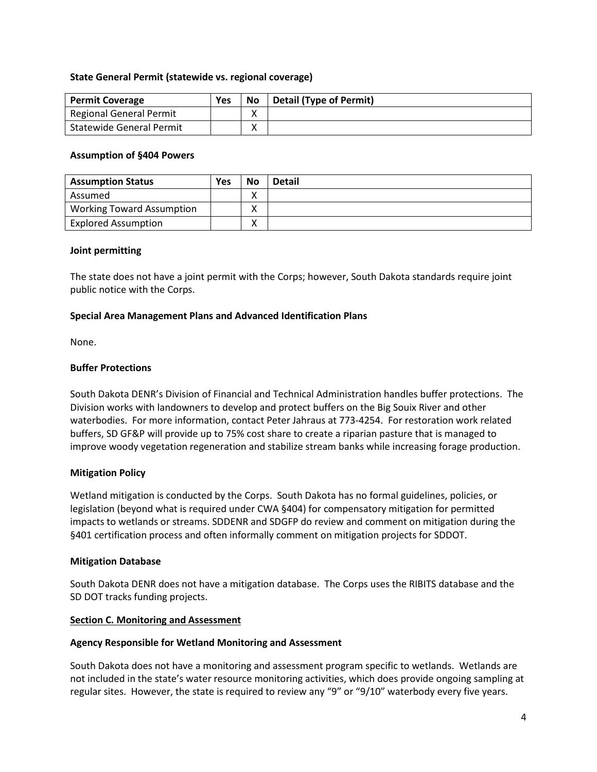**State General Permit (statewide vs. regional coverage)**

| Permit Coverage | Yes | No | Detail (Type of Permit) |
|---|---|---|---|
| Regional General Permit | | X | |
| Statewide General Permit | | X | |

**Assumption of §404 Powers**

| Assumption Status | Yes | No | Detail |
|---|---|---|---|
| Assumed | | X | |
| Working Toward Assumption | | X | |
| Explored Assumption | | X | |

**Joint permitting**

The state does not have a joint permit with the Corps; however, South Dakota standards require joint public notice with the Corps.

**Special Area Management Plans and Advanced Identification Plans**

None.

**Buffer Protections**

South Dakota DENR's Division of Financial and Technical Administration handles buffer protections. The Division works with landowners to develop and protect buffers on the Big Souix River and other waterbodies. For more information, contact Peter Jahraus at 773-4254. For restoration work related buffers, SD GF&P will provide up to 75% cost share to create a riparian pasture that is managed to improve woody vegetation regeneration and stabilize stream banks while increasing forage production.

**Mitigation Policy**

Wetland mitigation is conducted by the Corps. South Dakota has no formal guidelines, policies, or legislation (beyond what is required under CWA §404) for compensatory mitigation for permitted impacts to wetlands or streams. SDDENR and SDGFP do review and comment on mitigation during the §401 certification process and often informally comment on mitigation projects for SDDOT.

**Mitigation Database**

South Dakota DENR does not have a mitigation database. The Corps uses the RIBITS database and the SD DOT tracks funding projects.

**Section C. Monitoring and Assessment**

**Agency Responsible for Wetland Monitoring and Assessment**

South Dakota does not have a monitoring and assessment program specific to wetlands. Wetlands are not included in the state's water resource monitoring activities, which does provide ongoing sampling at regular sites. However, the state is required to review any "9" or "9/10" waterbody every five years.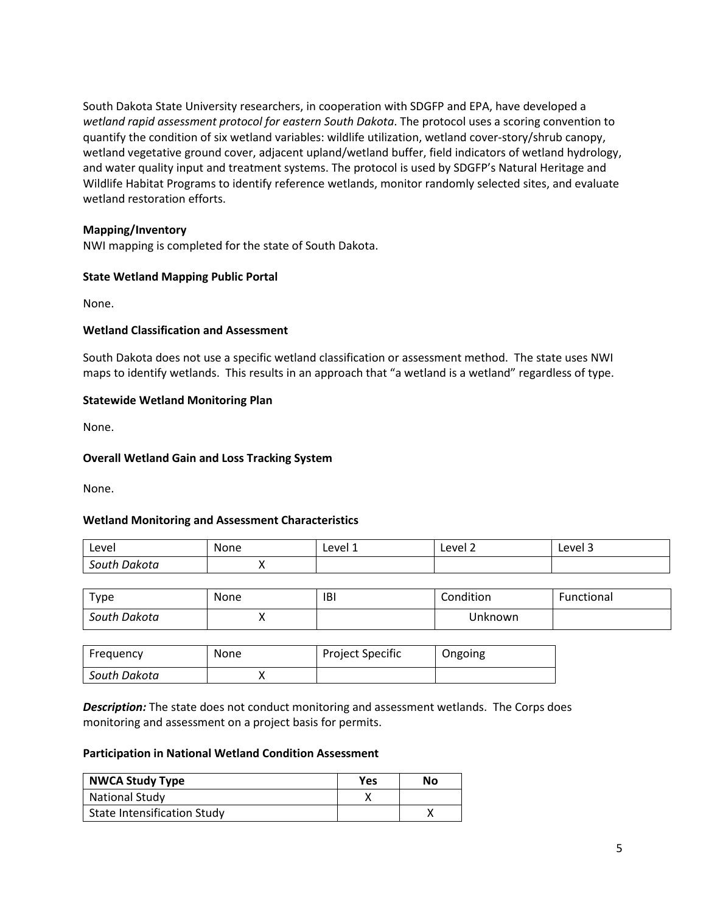South Dakota State University researchers, in cooperation with SDGFP and EPA, have developed a *wetland rapid assessment protocol for eastern South Dakota*. The protocol uses a scoring convention to quantify the condition of six wetland variables: wildlife utilization, wetland cover-story/shrub canopy, wetland vegetative ground cover, adjacent upland/wetland buffer, field indicators of wetland hydrology, and water quality input and treatment systems. The protocol is used by SDGFP's Natural Heritage and Wildlife Habitat Programs to identify reference wetlands, monitor randomly selected sites, and evaluate wetland restoration efforts.

**Mapping/Inventory**

NWI mapping is completed for the state of South Dakota.

**State Wetland Mapping Public Portal**

None.

**Wetland Classification and Assessment**

South Dakota does not use a specific wetland classification or assessment method. The state uses NWI maps to identify wetlands. This results in an approach that "a wetland is a wetland" regardless of type.

**Statewide Wetland Monitoring Plan**

None.

**Overall Wetland Gain and Loss Tracking System**

None.

**Wetland Monitoring and Assessment Characteristics**

| Level | None | Level 1 | Level 2 | Level 3 |
|---|---|---|---|---|
| *South Dakota* | X | | | |

| Type | None | IBI | Condition | Functional |
|---|---|---|---|---|
| *South Dakota* | X | | Unknown | |

| Frequency | None | Project Specific | Ongoing |
|---|---|---|---|
| *South Dakota* | X | | |

***Description:*** The state does not conduct monitoring and assessment wetlands. The Corps does monitoring and assessment on a project basis for permits.

**Participation in National Wetland Condition Assessment**

| NWCA Study Type | Yes | No |
|---|---|---|
| National Study | X | |
| State Intensification Study | | X |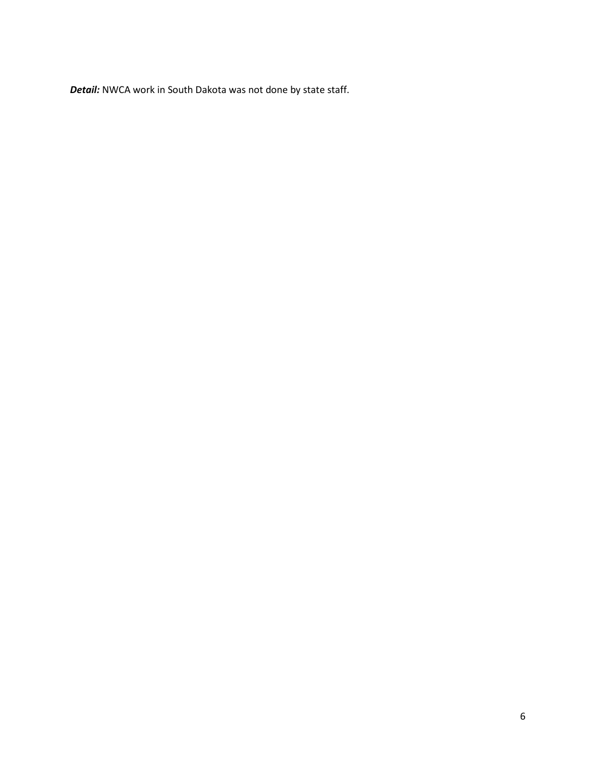***Detail:*** NWCA work in South Dakota was not done by state staff.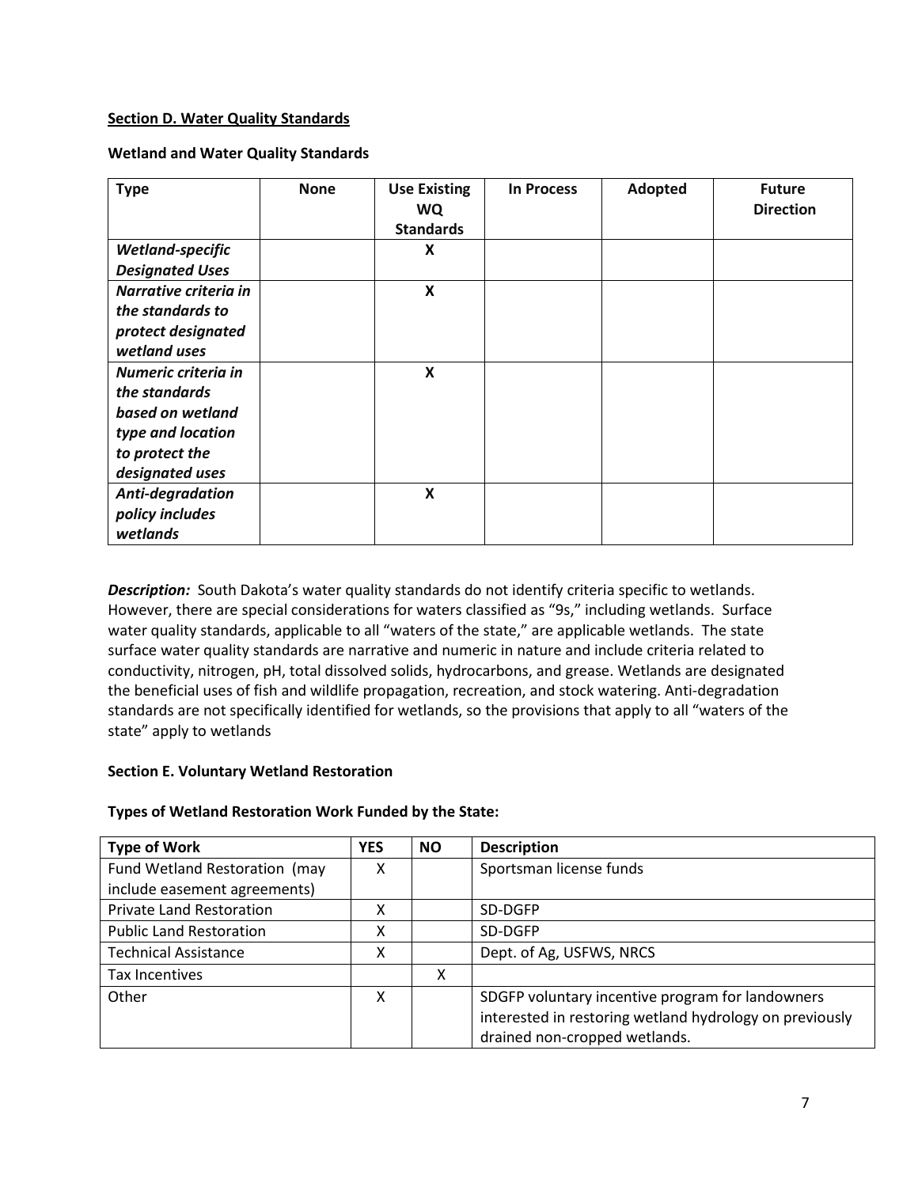**Section D. Water Quality Standards**

**Wetland and Water Quality Standards**

| Type | None | Use Existing WQ Standards | In Process | Adopted | Future Direction |
|---|---|---|---|---|---|
| ***Wetland-specific Designated Uses*** | | **X** | | | |
| ***Narrative criteria in the standards to protect designated wetland uses*** | | **X** | | | |
| ***Numeric criteria in the standards based on wetland type and location to protect the designated uses*** | | **X** | | | |
| ***Anti-degradation policy includes wetlands*** | | **X** | | | |

***Description:*** South Dakota's water quality standards do not identify criteria specific to wetlands. However, there are special considerations for waters classified as "9s," including wetlands. Surface water quality standards, applicable to all "waters of the state," are applicable wetlands. The state surface water quality standards are narrative and numeric in nature and include criteria related to conductivity, nitrogen, pH, total dissolved solids, hydrocarbons, and grease. Wetlands are designated the beneficial uses of fish and wildlife propagation, recreation, and stock watering. Anti-degradation standards are not specifically identified for wetlands, so the provisions that apply to all "waters of the state" apply to wetlands

**Section E. Voluntary Wetland Restoration**

**Types of Wetland Restoration Work Funded by the State:**

| Type of Work | YES | NO | Description |
|---|---|---|---|
| Fund Wetland Restoration (may include easement agreements) | X | | Sportsman license funds |
| Private Land Restoration | X | | SD-DGFP |
| Public Land Restoration | X | | SD-DGFP |
| Technical Assistance | X | | Dept. of Ag, USFWS, NRCS |
| Tax Incentives | | X | |
| Other | X | | SDGFP voluntary incentive program for landowners interested in restoring wetland hydrology on previously drained non-cropped wetlands. |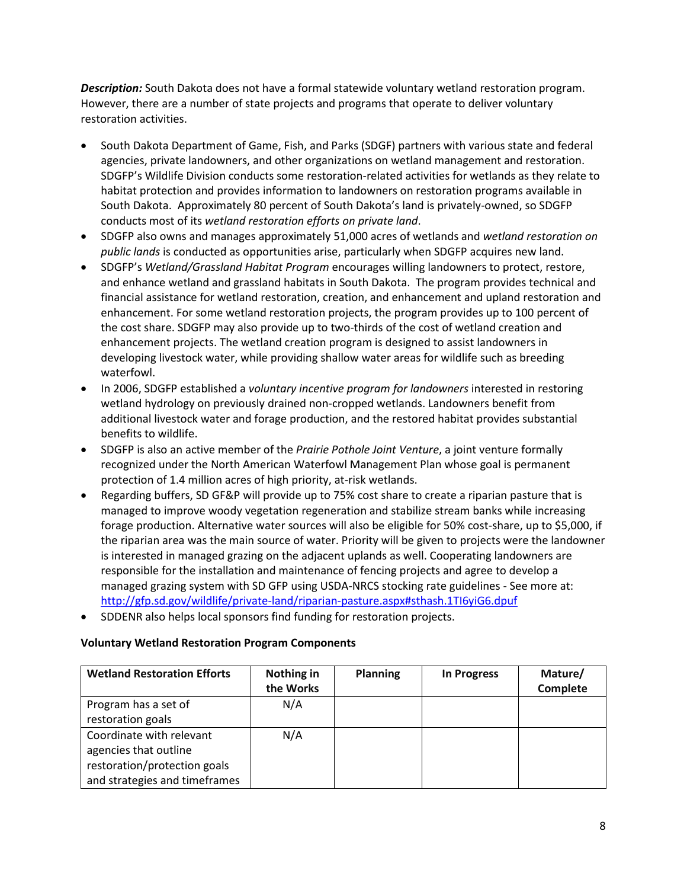***Description:*** South Dakota does not have a formal statewide voluntary wetland restoration program. However, there are a number of state projects and programs that operate to deliver voluntary restoration activities.

- South Dakota Department of Game, Fish, and Parks (SDGF) partners with various state and federal agencies, private landowners, and other organizations on wetland management and restoration. SDGFP's Wildlife Division conducts some restoration-related activities for wetlands as they relate to habitat protection and provides information to landowners on restoration programs available in South Dakota. Approximately 80 percent of South Dakota's land is privately-owned, so SDGFP conducts most of its *wetland restoration efforts on private land*.
- SDGFP also owns and manages approximately 51,000 acres of wetlands and *wetland restoration on public lands* is conducted as opportunities arise, particularly when SDGFP acquires new land.
- SDGFP's *Wetland/Grassland Habitat Program* encourages willing landowners to protect, restore, and enhance wetland and grassland habitats in South Dakota. The program provides technical and financial assistance for wetland restoration, creation, and enhancement and upland restoration and enhancement. For some wetland restoration projects, the program provides up to 100 percent of the cost share. SDGFP may also provide up to two-thirds of the cost of wetland creation and enhancement projects. The wetland creation program is designed to assist landowners in developing livestock water, while providing shallow water areas for wildlife such as breeding waterfowl.
- In 2006, SDGFP established a *voluntary incentive program for landowners* interested in restoring wetland hydrology on previously drained non-cropped wetlands. Landowners benefit from additional livestock water and forage production, and the restored habitat provides substantial benefits to wildlife.
- SDGFP is also an active member of the *Prairie Pothole Joint Venture*, a joint venture formally recognized under the North American Waterfowl Management Plan whose goal is permanent protection of 1.4 million acres of high priority, at-risk wetlands.
- Regarding buffers, SD GF&P will provide up to 75% cost share to create a riparian pasture that is managed to improve woody vegetation regeneration and stabilize stream banks while increasing forage production. Alternative water sources will also be eligible for 50% cost-share, up to $5,000, if the riparian area was the main source of water. Priority will be given to projects were the landowner is interested in managed grazing on the adjacent uplands as well. Cooperating landowners are responsible for the installation and maintenance of fencing projects and agree to develop a managed grazing system with SD GFP using USDA-NRCS stocking rate guidelines - See more at: http://gfp.sd.gov/wildlife/private-land/riparian-pasture.aspx#sthash.1TI6yiG6.dpuf
- SDDENR also helps local sponsors find funding for restoration projects.

**Voluntary Wetland Restoration Program Components**

| Wetland Restoration Efforts | Nothing in the Works | Planning | In Progress | Mature/ Complete |
|---|---|---|---|---|
| Program has a set of restoration goals | N/A | | | |
| Coordinate with relevant agencies that outline restoration/protection goals and strategies and timeframes | N/A | | | |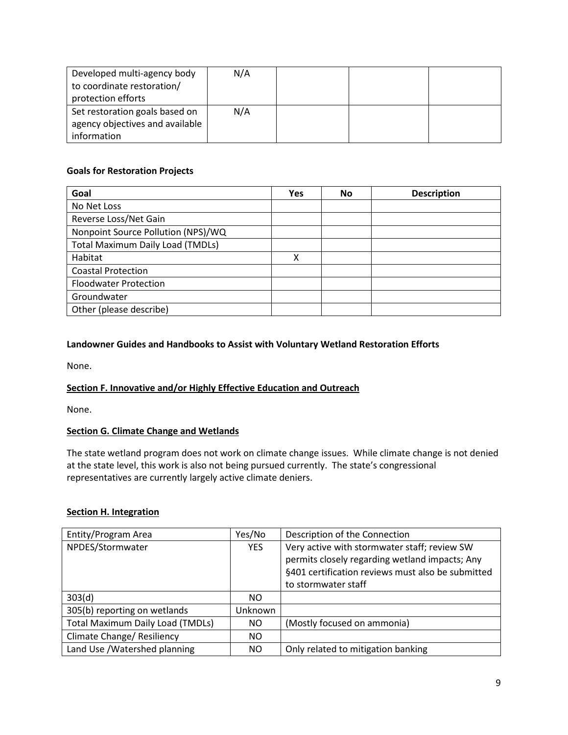| | | | | |
|---|---|---|---|---|
| Developed multi-agency body to coordinate restoration/ protection efforts | N/A | | | |
| Set restoration goals based on agency objectives and available information | N/A | | | |

**Goals for Restoration Projects**

| Goal | Yes | No | Description |
|---|---|---|---|
| No Net Loss | | | |
| Reverse Loss/Net Gain | | | |
| Nonpoint Source Pollution (NPS)/WQ | | | |
| Total Maximum Daily Load (TMDLs) | | | |
| Habitat | X | | |
| Coastal Protection | | | |
| Floodwater Protection | | | |
| Groundwater | | | |
| Other (please describe) | | | |

**Landowner Guides and Handbooks to Assist with Voluntary Wetland Restoration Efforts**

None.

## Section F. Innovative and/or Highly Effective Education and Outreach

None.

## Section G. Climate Change and Wetlands

The state wetland program does not work on climate change issues. While climate change is not denied at the state level, this work is also not being pursued currently. The state's congressional representatives are currently largely active climate deniers.

## Section H. Integration

| Entity/Program Area | Yes/No | Description of the Connection |
|---|---|---|
| NPDES/Stormwater | YES | Very active with stormwater staff; review SW permits closely regarding wetland impacts; Any §401 certification reviews must also be submitted to stormwater staff |
| 303(d) | NO | |
| 305(b) reporting on wetlands | Unknown | |
| Total Maximum Daily Load (TMDLs) | NO | (Mostly focused on ammonia) |
| Climate Change/ Resiliency | NO | |
| Land Use /Watershed planning | NO | Only related to mitigation banking |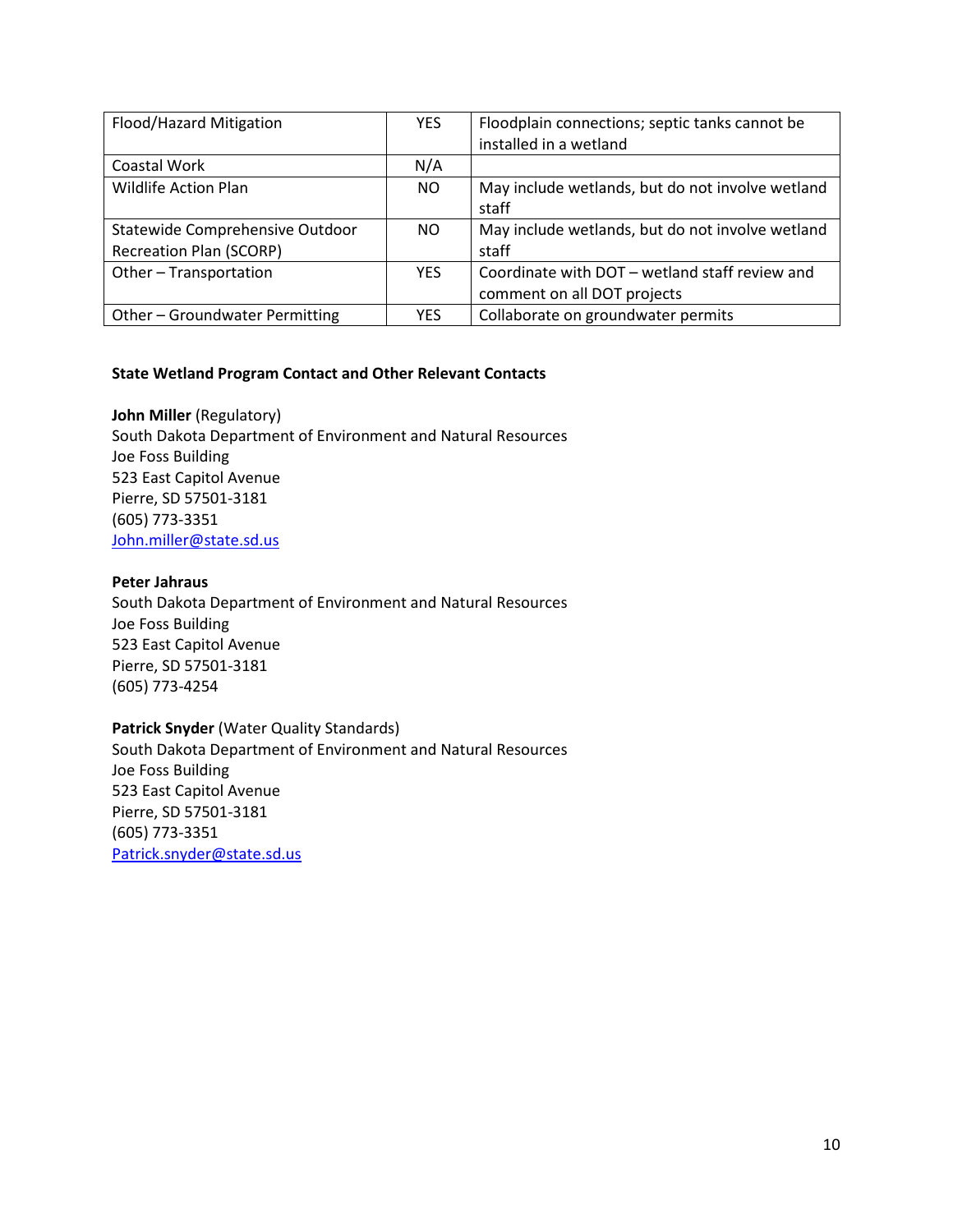| Flood/Hazard Mitigation | YES | Floodplain connections; septic tanks cannot be installed in a wetland |
|---|---|---|
| Coastal Work | N/A | |
| Wildlife Action Plan | NO | May include wetlands, but do not involve wetland staff |
| Statewide Comprehensive Outdoor Recreation Plan (SCORP) | NO | May include wetlands, but do not involve wetland staff |
| Other – Transportation | YES | Coordinate with DOT – wetland staff review and comment on all DOT projects |
| Other – Groundwater Permitting | YES | Collaborate on groundwater permits |

**State Wetland Program Contact and Other Relevant Contacts**

**John Miller** (Regulatory)
South Dakota Department of Environment and Natural Resources
Joe Foss Building
523 East Capitol Avenue
Pierre, SD 57501-3181
(605) 773-3351
John.miller@state.sd.us

**Peter Jahraus**
South Dakota Department of Environment and Natural Resources
Joe Foss Building
523 East Capitol Avenue
Pierre, SD 57501-3181
(605) 773-4254

**Patrick Snyder** (Water Quality Standards)
South Dakota Department of Environment and Natural Resources
Joe Foss Building
523 East Capitol Avenue
Pierre, SD 57501-3181
(605) 773-3351
Patrick.snyder@state.sd.us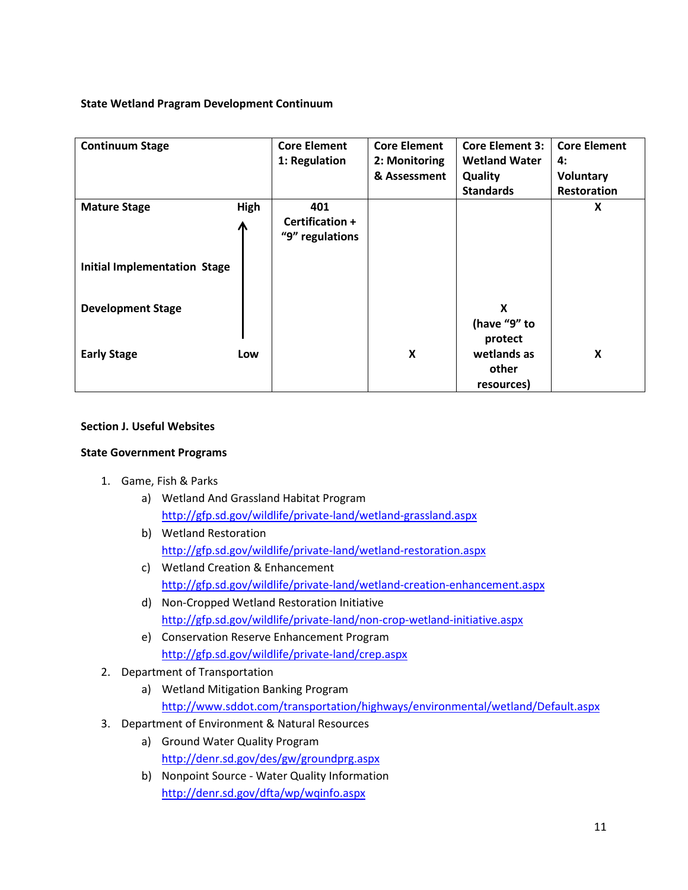**State Wetland Pragram Development Continuum**

| Continuum Stage | | Core Element 1: Regulation | Core Element 2: Monitoring & Assessment | Core Element 3: Wetland Water Quality Standards | Core Element 4: Voluntary Restoration |
|---|---|---|---|---|---|
| Mature Stage | High ↑ | 401 Certification + "9" regulations | | | X |
| Initial Implementation Stage | | | | | |
| Development Stage | | | | X (have "9" to protect wetlands as other resources) | |
| Early Stage | Low | | X | | X |

**Section J. Useful Websites**

**State Government Programs**

1. Game, Fish & Parks
   a) Wetland And Grassland Habitat Program
      http://gfp.sd.gov/wildlife/private-land/wetland-grassland.aspx
   b) Wetland Restoration
      http://gfp.sd.gov/wildlife/private-land/wetland-restoration.aspx
   c) Wetland Creation & Enhancement
      http://gfp.sd.gov/wildlife/private-land/wetland-creation-enhancement.aspx
   d) Non-Cropped Wetland Restoration Initiative
      http://gfp.sd.gov/wildlife/private-land/non-crop-wetland-initiative.aspx
   e) Conservation Reserve Enhancement Program
      http://gfp.sd.gov/wildlife/private-land/crep.aspx
2. Department of Transportation
   a) Wetland Mitigation Banking Program
      http://www.sddot.com/transportation/highways/environmental/wetland/Default.aspx
3. Department of Environment & Natural Resources
   a) Ground Water Quality Program
      http://denr.sd.gov/des/gw/groundprg.aspx
   b) Nonpoint Source - Water Quality Information
      http://denr.sd.gov/dfta/wp/wqinfo.aspx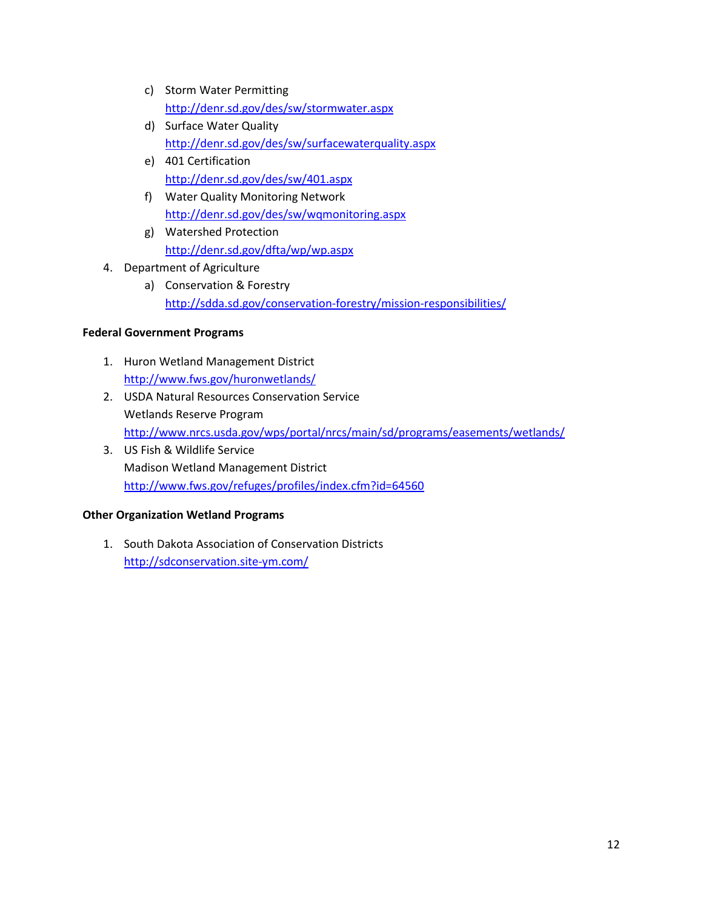c) Storm Water Permitting
      http://denr.sd.gov/des/sw/stormwater.aspx
   d) Surface Water Quality
      http://denr.sd.gov/des/sw/surfacewaterquality.aspx
   e) 401 Certification
      http://denr.sd.gov/des/sw/401.aspx
   f) Water Quality Monitoring Network
      http://denr.sd.gov/des/sw/wqmonitoring.aspx
   g) Watershed Protection
      http://denr.sd.gov/dfta/wp/wp.aspx

4. Department of Agriculture
   a) Conservation & Forestry
      http://sdda.sd.gov/conservation-forestry/mission-responsibilities/

**Federal Government Programs**

1. Huron Wetland Management District
   http://www.fws.gov/huronwetlands/
2. USDA Natural Resources Conservation Service
   Wetlands Reserve Program
   http://www.nrcs.usda.gov/wps/portal/nrcs/main/sd/programs/easements/wetlands/
3. US Fish & Wildlife Service
   Madison Wetland Management District
   http://www.fws.gov/refuges/profiles/index.cfm?id=64560

**Other Organization Wetland Programs**

1. South Dakota Association of Conservation Districts
   http://sdconservation.site-ym.com/